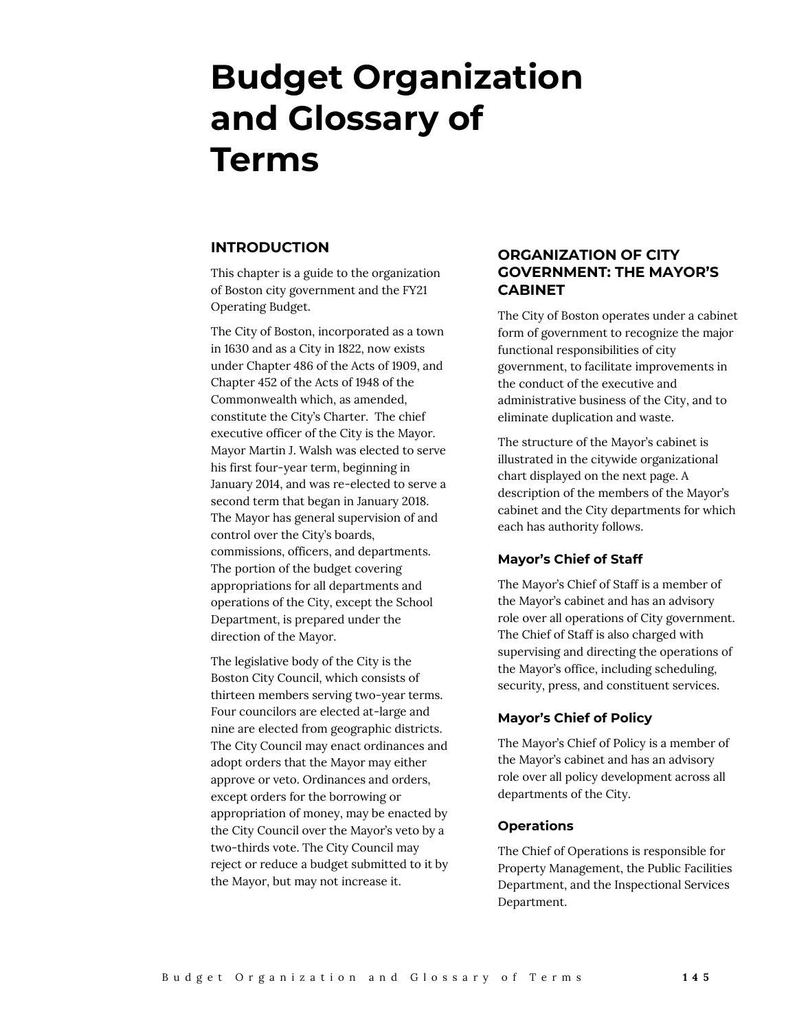# Budget Organization and Glossary of Terms

## INTRODUCTION

This chapter is a guide to the organization of Boston city government and the FY21 Operating Budget.

The City of Boston, incorporated as a town in 1630 and as a City in 1822, now exists under Chapter 486 of the Acts of 1909, and Chapter 452 of the Acts of 1948 of the Commonwealth which, as amended, constitute the City's Charter. The chief executive officer of the City is the Mayor. Mayor Martin J. Walsh was elected to serve his first four-year term, beginning in January 2014, and was re-elected to serve a second term that began in January 2018. The Mayor has general supervision of and control over the City's boards, commissions, officers, and departments. The portion of the budget covering appropriations for all departments and operations of the City, except the School Department, is prepared under the direction of the Mayor.

The legislative body of the City is the Boston City Council, which consists of thirteen members serving two-year terms. Four councilors are elected at-large and nine are elected from geographic districts. The City Council may enact ordinances and adopt orders that the Mayor may either approve or veto. Ordinances and orders, except orders for the borrowing or appropriation of money, may be enacted by the City Council over the Mayor's veto by a two-thirds vote. The City Council may reject or reduce a budget submitted to it by the Mayor, but may not increase it.

## ORGANIZATION OF CITY GOVERNMENT: THE MAYOR'S CABINET

The City of Boston operates under a cabinet form of government to recognize the major functional responsibilities of city government, to facilitate improvements in the conduct of the executive and administrative business of the City, and to eliminate duplication and waste.

The structure of the Mayor's cabinet is illustrated in the citywide organizational chart displayed on the next page. A description of the members of the Mayor's cabinet and the City departments for which each has authority follows.

### Mayor's Chief of Staff

The Mayor's Chief of Staff is a member of the Mayor's cabinet and has an advisory role over all operations of City government. The Chief of Staff is also charged with supervising and directing the operations of the Mayor's office, including scheduling, security, press, and constituent services.

### Mayor's Chief of Policy

The Mayor's Chief of Policy is a member of the Mayor's cabinet and has an advisory role over all policy development across all departments of the City.

### Operations

The Chief of Operations is responsible for Property Management, the Public Facilities Department, and the Inspectional Services Department.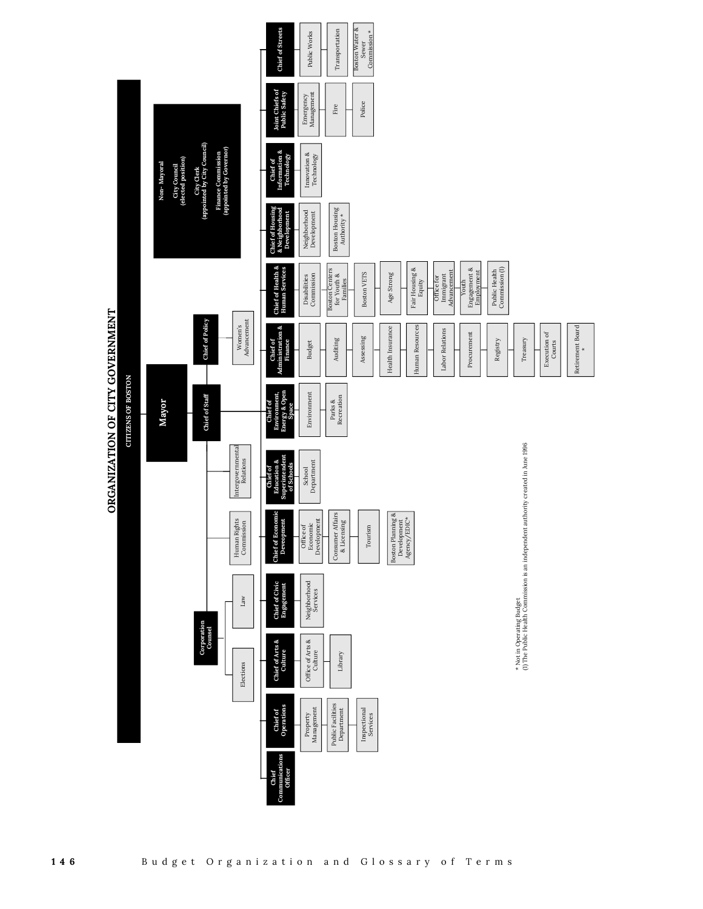# ORGANIZATION OF CITY GOVERNMENT

**CITIZENS OF BOSTON**

**Mayor**

**Non- Mayoral**
- **City Council** (elected position)
- **City Clerk** (appointed by City Council)
- **Finance Commission** (appointed by Governor)

**Corporation Counsel**
- Elections
- Law

**Chief of Staff**
- Human Rights Commission
- Intergovernmental Relations

**Chief of Policy**
- Women's Advancement

**Chief Communications Officer**

**Chief of Operations**
- Property Management
- Public Facilities Department
- Inspectional Services

**Chief of Arts & Culture**
- Office of Arts & Culture
- Library

**Chief of Civic Engagement**
- Neighborhood Services

**Chief of Economic Deveopment**
- Office of Economic Development
- Consumer Affairs & Licensing
- Tourism
- Boston Planning & Development Agency/EDIC*

**Chief of Education & Superintendent of Schools**
- School Department

**Chief of Environment, Energy & Open Space**
- Environment
- Parks & Recreation

**Chief of Administration & Finance**
- Budget
- Auditing
- Assessing
- Health Insurance
- Human Resources
- Labor Relations
- Procurement
- Registry
- Treasury
- Execution of Courts
- Retirement Board *

**Chief of Health & Human Services**
- Disabilities Commission
- Boston Centers for Youth & Families
- Boston VETS
- Age Strong
- Fair Housing & Equity
- Office for Immigrant Advancement
- Youth Engagement & Employment
- Public Health Commission (1)

**Chief of Housing & Neighborhood Development**
- Neighborhood Development
- Boston Housing Authority *

**Chief of Information & Technology**
- Innovation & Technology

**Joint Chiefs of Public Safety**
- Emergency Management
- Fire
- Police

**Chief of Streets**
- Public Works
- Transportation
- Boston Water & Sewer Commission *

\* Not in Operating Budget
(1) The Public Health Commission is an independent authority created in June 1996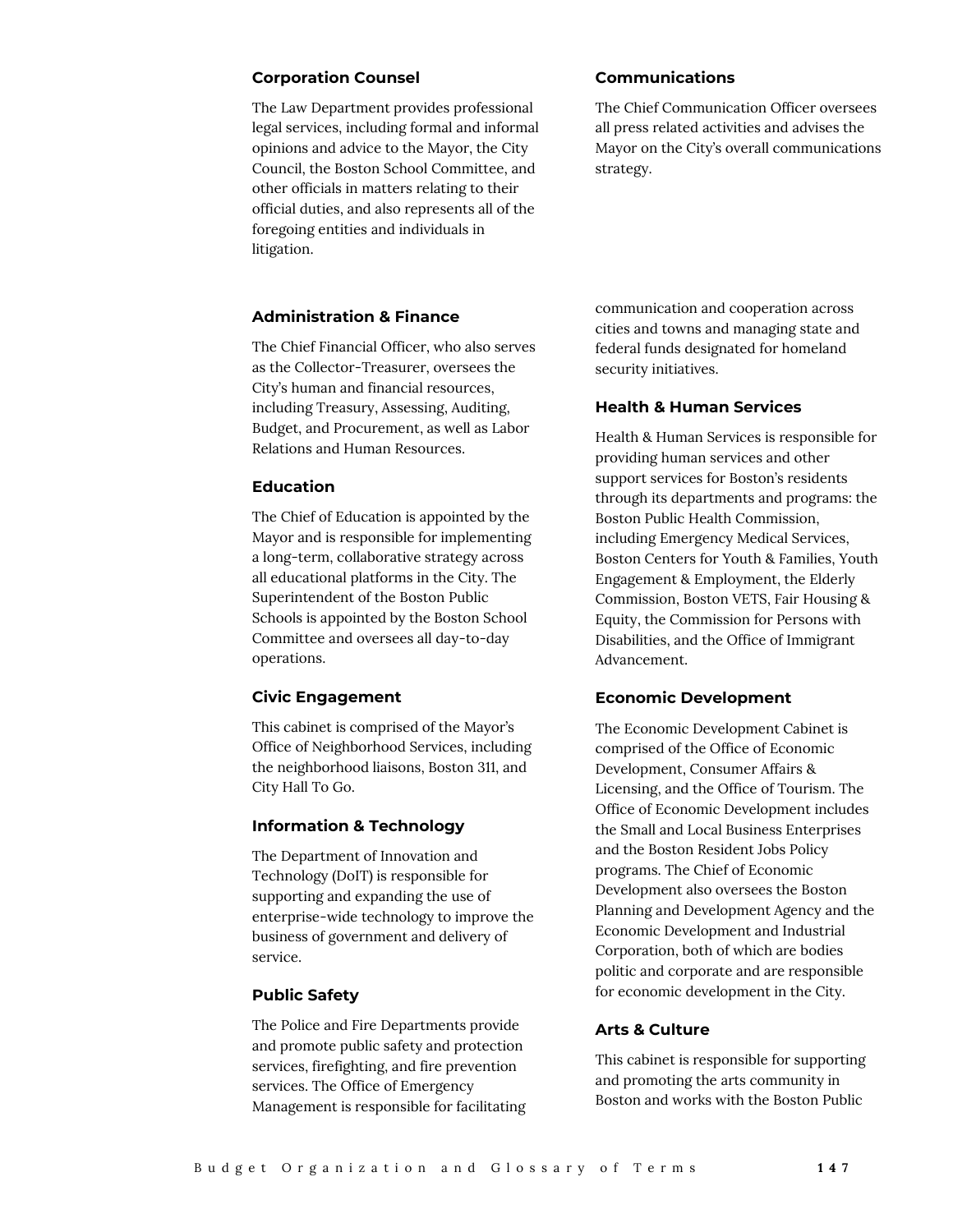### Corporation Counsel

The Law Department provides professional legal services, including formal and informal opinions and advice to the Mayor, the City Council, the Boston School Committee, and other officials in matters relating to their official duties, and also represents all of the foregoing entities and individuals in litigation.

### Communications

The Chief Communication Officer oversees all press related activities and advises the Mayor on the City's overall communications strategy.

### Administration & Finance

The Chief Financial Officer, who also serves as the Collector-Treasurer, oversees the City's human and financial resources, including Treasury, Assessing, Auditing, Budget, and Procurement, as well as Labor Relations and Human Resources.

### Education

The Chief of Education is appointed by the Mayor and is responsible for implementing a long-term, collaborative strategy across all educational platforms in the City. The Superintendent of the Boston Public Schools is appointed by the Boston School Committee and oversees all day-to-day operations.

### Civic Engagement

This cabinet is comprised of the Mayor's Office of Neighborhood Services, including the neighborhood liaisons, Boston 311, and City Hall To Go.

### Information & Technology

The Department of Innovation and Technology (DoIT) is responsible for supporting and expanding the use of enterprise-wide technology to improve the business of government and delivery of service.

### Public Safety

The Police and Fire Departments provide and promote public safety and protection services, firefighting, and fire prevention services. The Office of Emergency Management is responsible for facilitating communication and cooperation across cities and towns and managing state and federal funds designated for homeland security initiatives.

### Health & Human Services

Health & Human Services is responsible for providing human services and other support services for Boston's residents through its departments and programs: the Boston Public Health Commission, including Emergency Medical Services, Boston Centers for Youth & Families, Youth Engagement & Employment, the Elderly Commission, Boston VETS, Fair Housing & Equity, the Commission for Persons with Disabilities, and the Office of Immigrant Advancement.

### Economic Development

The Economic Development Cabinet is comprised of the Office of Economic Development, Consumer Affairs & Licensing, and the Office of Tourism. The Office of Economic Development includes the Small and Local Business Enterprises and the Boston Resident Jobs Policy programs. The Chief of Economic Development also oversees the Boston Planning and Development Agency and the Economic Development and Industrial Corporation, both of which are bodies politic and corporate and are responsible for economic development in the City.

### Arts & Culture

This cabinet is responsible for supporting and promoting the arts community in Boston and works with the Boston Public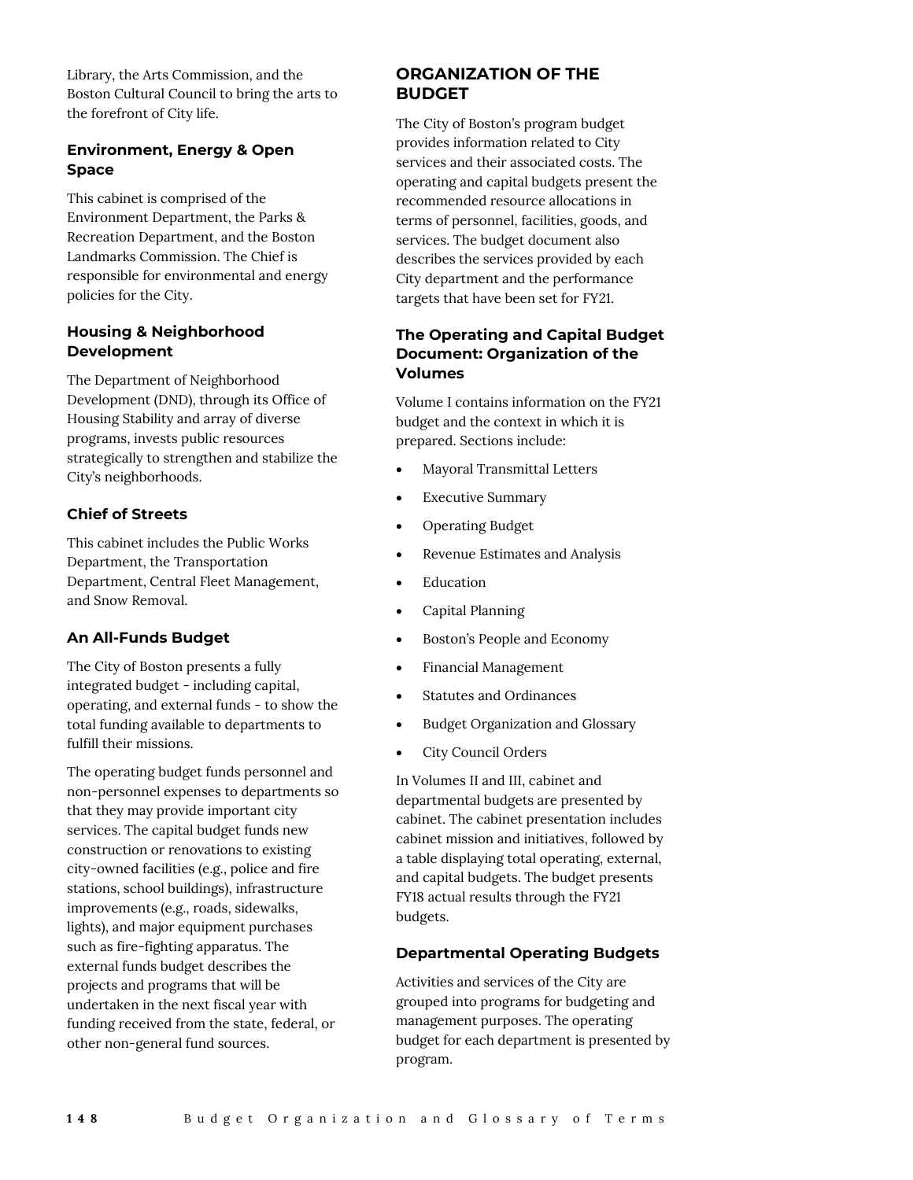Library, the Arts Commission, and the Boston Cultural Council to bring the arts to the forefront of City life.

### Environment, Energy & Open Space

This cabinet is comprised of the Environment Department, the Parks & Recreation Department, and the Boston Landmarks Commission. The Chief is responsible for environmental and energy policies for the City.

### Housing & Neighborhood Development

The Department of Neighborhood Development (DND), through its Office of Housing Stability and array of diverse programs, invests public resources strategically to strengthen and stabilize the City's neighborhoods.

### Chief of Streets

This cabinet includes the Public Works Department, the Transportation Department, Central Fleet Management, and Snow Removal.

### An All-Funds Budget

The City of Boston presents a fully integrated budget - including capital, operating, and external funds - to show the total funding available to departments to fulfill their missions.

The operating budget funds personnel and non-personnel expenses to departments so that they may provide important city services. The capital budget funds new construction or renovations to existing city-owned facilities (e.g., police and fire stations, school buildings), infrastructure improvements (e.g., roads, sidewalks, lights), and major equipment purchases such as fire-fighting apparatus. The external funds budget describes the projects and programs that will be undertaken in the next fiscal year with funding received from the state, federal, or other non-general fund sources.

## ORGANIZATION OF THE BUDGET

The City of Boston's program budget provides information related to City services and their associated costs. The operating and capital budgets present the recommended resource allocations in terms of personnel, facilities, goods, and services. The budget document also describes the services provided by each City department and the performance targets that have been set for FY21.

### The Operating and Capital Budget Document: Organization of the Volumes

Volume I contains information on the FY21 budget and the context in which it is prepared. Sections include:

- Mayoral Transmittal Letters
- Executive Summary
- Operating Budget
- Revenue Estimates and Analysis
- Education
- Capital Planning
- Boston's People and Economy
- Financial Management
- Statutes and Ordinances
- Budget Organization and Glossary
- City Council Orders

In Volumes II and III, cabinet and departmental budgets are presented by cabinet. The cabinet presentation includes cabinet mission and initiatives, followed by a table displaying total operating, external, and capital budgets. The budget presents FY18 actual results through the FY21 budgets.

### Departmental Operating Budgets

Activities and services of the City are grouped into programs for budgeting and management purposes. The operating budget for each department is presented by program.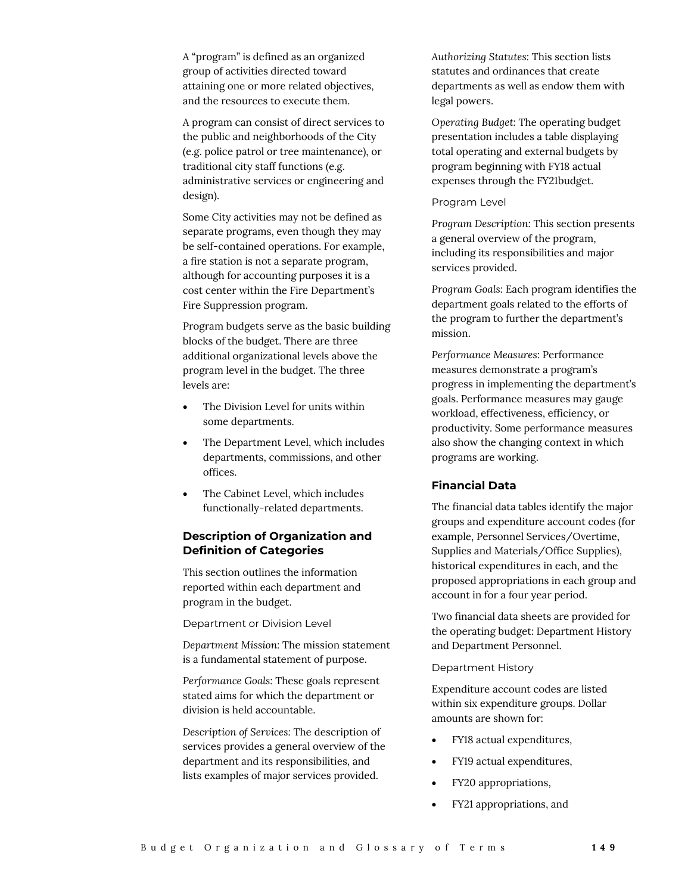A "program" is defined as an organized group of activities directed toward attaining one or more related objectives, and the resources to execute them.

A program can consist of direct services to the public and neighborhoods of the City (e.g. police patrol or tree maintenance), or traditional city staff functions (e.g. administrative services or engineering and design).

Some City activities may not be defined as separate programs, even though they may be self-contained operations. For example, a fire station is not a separate program, although for accounting purposes it is a cost center within the Fire Department's Fire Suppression program.

Program budgets serve as the basic building blocks of the budget. There are three additional organizational levels above the program level in the budget. The three levels are:

- The Division Level for units within some departments.
- The Department Level, which includes departments, commissions, and other offices.
- The Cabinet Level, which includes functionally-related departments.

### Description of Organization and Definition of Categories

This section outlines the information reported within each department and program in the budget.

Department or Division Level

*Department Mission:* The mission statement is a fundamental statement of purpose.

*Performance Goals:* These goals represent stated aims for which the department or division is held accountable.

*Description of Services:* The description of services provides a general overview of the department and its responsibilities, and lists examples of major services provided.

*Authorizing Statutes:* This section lists statutes and ordinances that create departments as well as endow them with legal powers.

*Operating Budget:* The operating budget presentation includes a table displaying total operating and external budgets by program beginning with FY18 actual expenses through the FY21budget.

Program Level

*Program Description:* This section presents a general overview of the program, including its responsibilities and major services provided.

*Program Goals:* Each program identifies the department goals related to the efforts of the program to further the department's mission.

*Performance Measures:* Performance measures demonstrate a program's progress in implementing the department's goals. Performance measures may gauge workload, effectiveness, efficiency, or productivity. Some performance measures also show the changing context in which programs are working.

### Financial Data

The financial data tables identify the major groups and expenditure account codes (for example, Personnel Services/Overtime, Supplies and Materials/Office Supplies), historical expenditures in each, and the proposed appropriations in each group and account in for a four year period.

Two financial data sheets are provided for the operating budget: Department History and Department Personnel.

Department History

Expenditure account codes are listed within six expenditure groups. Dollar amounts are shown for:

- FY18 actual expenditures,
- FY19 actual expenditures,
- FY20 appropriations,
- FY21 appropriations, and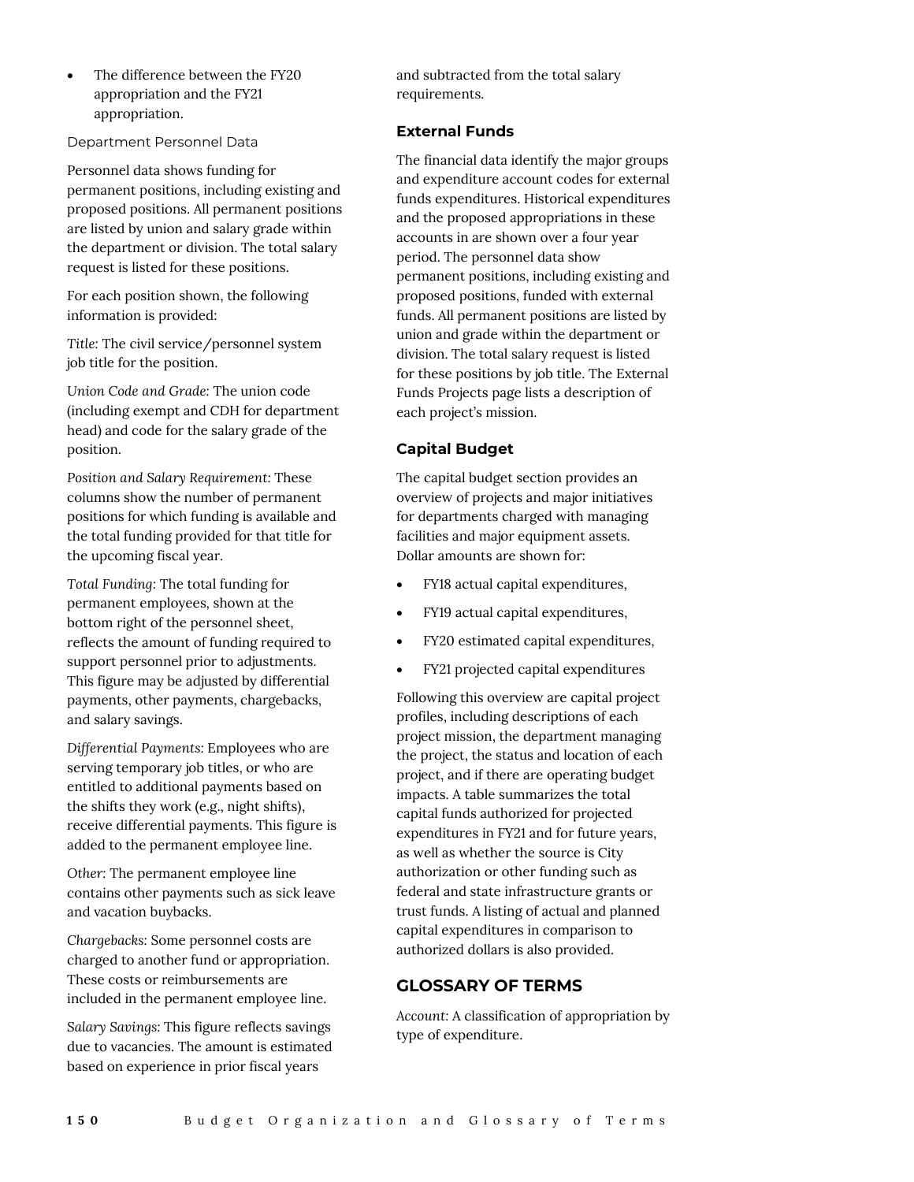- The difference between the FY20 appropriation and the FY21 appropriation.

Department Personnel Data

Personnel data shows funding for permanent positions, including existing and proposed positions. All permanent positions are listed by union and salary grade within the department or division. The total salary request is listed for these positions.

For each position shown, the following information is provided:

*Title*: The civil service/personnel system job title for the position.

*Union Code and Grade*: The union code (including exempt and CDH for department head) and code for the salary grade of the position.

*Position and Salary Requirement*: These columns show the number of permanent positions for which funding is available and the total funding provided for that title for the upcoming fiscal year.

*Total Funding*: The total funding for permanent employees, shown at the bottom right of the personnel sheet, reflects the amount of funding required to support personnel prior to adjustments. This figure may be adjusted by differential payments, other payments, chargebacks, and salary savings.

*Differential Payments*: Employees who are serving temporary job titles, or who are entitled to additional payments based on the shifts they work (e.g., night shifts), receive differential payments. This figure is added to the permanent employee line.

*Other*: The permanent employee line contains other payments such as sick leave and vacation buybacks.

*Chargebacks*: Some personnel costs are charged to another fund or appropriation. These costs or reimbursements are included in the permanent employee line.

*Salary Savings*: This figure reflects savings due to vacancies. The amount is estimated based on experience in prior fiscal years and subtracted from the total salary requirements.

### External Funds

The financial data identify the major groups and expenditure account codes for external funds expenditures. Historical expenditures and the proposed appropriations in these accounts in are shown over a four year period. The personnel data show permanent positions, including existing and proposed positions, funded with external funds. All permanent positions are listed by union and grade within the department or division. The total salary request is listed for these positions by job title. The External Funds Projects page lists a description of each project's mission.

### Capital Budget

The capital budget section provides an overview of projects and major initiatives for departments charged with managing facilities and major equipment assets. Dollar amounts are shown for:

- FY18 actual capital expenditures,
- FY19 actual capital expenditures,
- FY20 estimated capital expenditures,
- FY21 projected capital expenditures

Following this overview are capital project profiles, including descriptions of each project mission, the department managing the project, the status and location of each project, and if there are operating budget impacts. A table summarizes the total capital funds authorized for projected expenditures in FY21 and for future years, as well as whether the source is City authorization or other funding such as federal and state infrastructure grants or trust funds. A listing of actual and planned capital expenditures in comparison to authorized dollars is also provided.

## GLOSSARY OF TERMS

*Account*: A classification of appropriation by type of expenditure.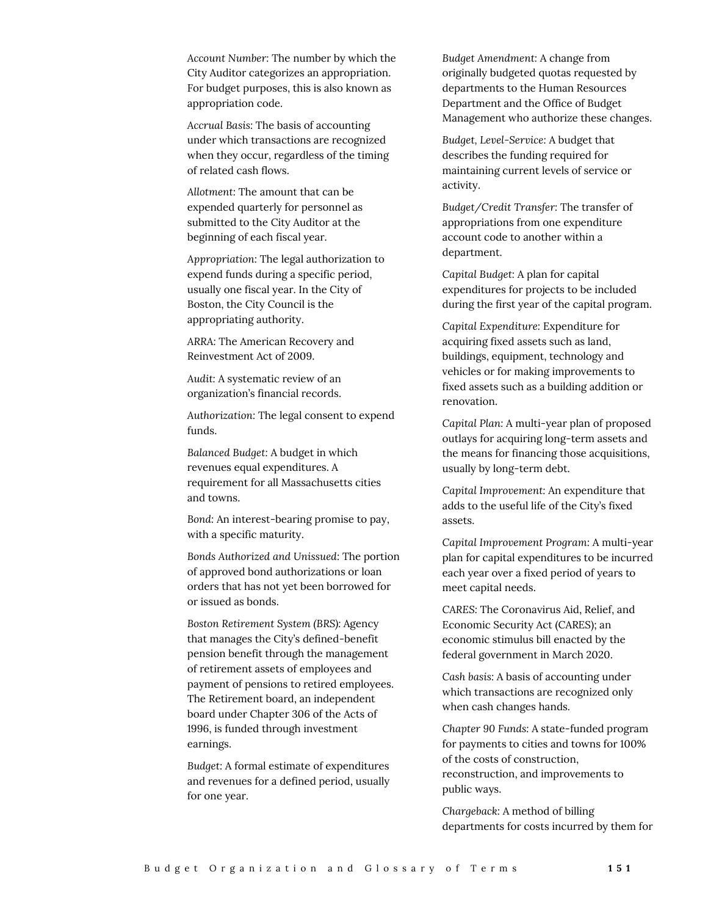*Account Number*: The number by which the City Auditor categorizes an appropriation. For budget purposes, this is also known as appropriation code.

*Accrual Basis*: The basis of accounting under which transactions are recognized when they occur, regardless of the timing of related cash flows.

*Allotment*: The amount that can be expended quarterly for personnel as submitted to the City Auditor at the beginning of each fiscal year.

*Appropriation*: The legal authorization to expend funds during a specific period, usually one fiscal year. In the City of Boston, the City Council is the appropriating authority.

ARRA: The American Recovery and Reinvestment Act of 2009.

*Audit*: A systematic review of an organization's financial records.

*Authorization*: The legal consent to expend funds.

*Balanced Budget*: A budget in which revenues equal expenditures. A requirement for all Massachusetts cities and towns.

*Bond*: An interest-bearing promise to pay, with a specific maturity.

*Bonds Authorized and Unissued*: The portion of approved bond authorizations or loan orders that has not yet been borrowed for or issued as bonds.

*Boston Retirement System (BRS)*: Agency that manages the City's defined-benefit pension benefit through the management of retirement assets of employees and payment of pensions to retired employees. The Retirement board, an independent board under Chapter 306 of the Acts of 1996, is funded through investment earnings.

*Budget*: A formal estimate of expenditures and revenues for a defined period, usually for one year.

*Budget Amendment*: A change from originally budgeted quotas requested by departments to the Human Resources Department and the Office of Budget Management who authorize these changes.

*Budget, Level-Service*: A budget that describes the funding required for maintaining current levels of service or activity.

*Budget/Credit Transfer*: The transfer of appropriations from one expenditure account code to another within a department.

*Capital Budget*: A plan for capital expenditures for projects to be included during the first year of the capital program.

*Capital Expenditure*: Expenditure for acquiring fixed assets such as land, buildings, equipment, technology and vehicles or for making improvements to fixed assets such as a building addition or renovation.

*Capital Plan*: A multi-year plan of proposed outlays for acquiring long-term assets and the means for financing those acquisitions, usually by long-term debt.

*Capital Improvement*: An expenditure that adds to the useful life of the City's fixed assets.

*Capital Improvement Program*: A multi-year plan for capital expenditures to be incurred each year over a fixed period of years to meet capital needs.

CARES: The Coronavirus Aid, Relief, and Economic Security Act (CARES); an economic stimulus bill enacted by the federal government in March 2020.

*Cash basis*: A basis of accounting under which transactions are recognized only when cash changes hands.

*Chapter 90 Funds*: A state-funded program for payments to cities and towns for 100% of the costs of construction, reconstruction, and improvements to public ways.

*Chargeback*: A method of billing departments for costs incurred by them for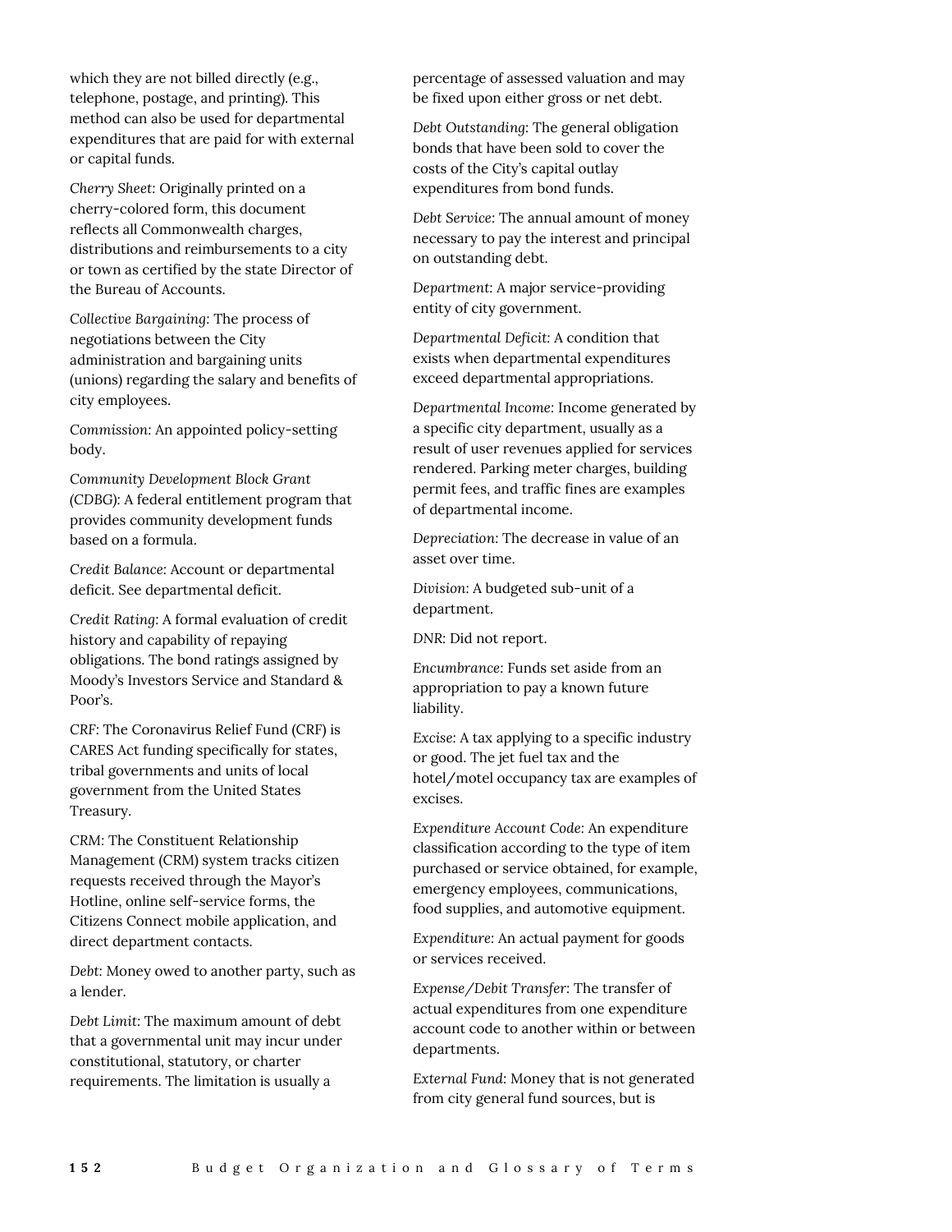which they are not billed directly (e.g., telephone, postage, and printing). This method can also be used for departmental expenditures that are paid for with external or capital funds.

*Cherry Sheet*: Originally printed on a cherry-colored form, this document reflects all Commonwealth charges, distributions and reimbursements to a city or town as certified by the state Director of the Bureau of Accounts.

*Collective Bargaining*: The process of negotiations between the City administration and bargaining units (unions) regarding the salary and benefits of city employees.

*Commission:* An appointed policy-setting body.

*Community Development Block Grant (CDBG)*: A federal entitlement program that provides community development funds based on a formula.

*Credit Balance*: Account or departmental deficit. See departmental deficit.

*Credit Rating*: A formal evaluation of credit history and capability of repaying obligations. The bond ratings assigned by Moody's Investors Service and Standard & Poor's.

*CRF*: The Coronavirus Relief Fund (CRF) is CARES Act funding specifically for states, tribal governments and units of local government from the United States Treasury.

*CRM*: The Constituent Relationship Management (CRM) system tracks citizen requests received through the Mayor's Hotline, online self-service forms, the Citizens Connect mobile application, and direct department contacts.

*Debt*: Money owed to another party, such as a lender.

*Debt Limit*: The maximum amount of debt that a governmental unit may incur under constitutional, statutory, or charter requirements. The limitation is usually a percentage of assessed valuation and may be fixed upon either gross or net debt.

*Debt Outstanding*: The general obligation bonds that have been sold to cover the costs of the City's capital outlay expenditures from bond funds.

*Debt Service*: The annual amount of money necessary to pay the interest and principal on outstanding debt.

*Department*: A major service-providing entity of city government.

*Departmental Deficit*: A condition that exists when departmental expenditures exceed departmental appropriations.

*Departmental Income*: Income generated by a specific city department, usually as a result of user revenues applied for services rendered. Parking meter charges, building permit fees, and traffic fines are examples of departmental income.

*Depreciation*: The decrease in value of an asset over time.

*Division*: A budgeted sub-unit of a department.

*DNR*: Did not report.

*Encumbrance*: Funds set aside from an appropriation to pay a known future liability.

*Excise*: A tax applying to a specific industry or good. The jet fuel tax and the hotel/motel occupancy tax are examples of excises.

*Expenditure Account Code*: An expenditure classification according to the type of item purchased or service obtained, for example, emergency employees, communications, food supplies, and automotive equipment.

*Expenditure*: An actual payment for goods or services received.

*Expense/Debit Transfer*: The transfer of actual expenditures from one expenditure account code to another within or between departments.

*External Fund:* Money that is not generated from city general fund sources, but is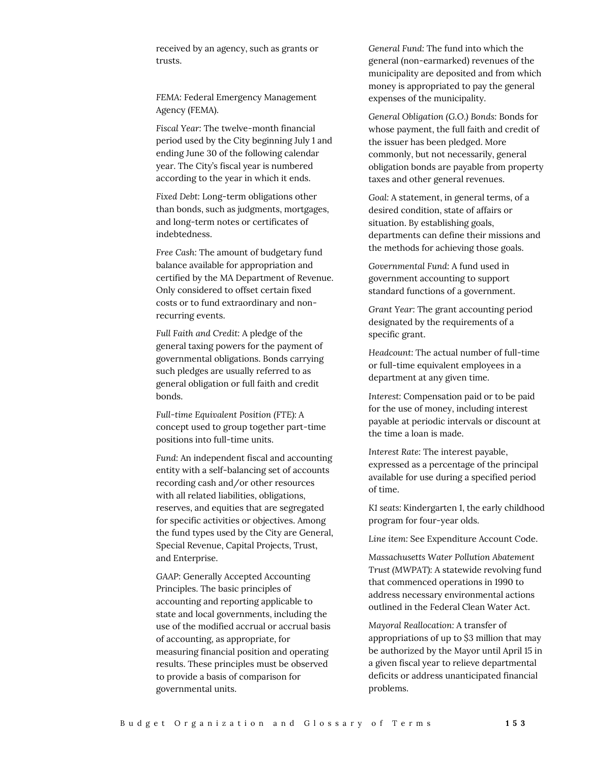received by an agency, such as grants or trusts.

*FEMA*: Federal Emergency Management Agency (FEMA).

*Fiscal Year:* The twelve-month financial period used by the City beginning July 1 and ending June 30 of the following calendar year. The City's fiscal year is numbered according to the year in which it ends.

*Fixed Debt*: Long-term obligations other than bonds, such as judgments, mortgages, and long-term notes or certificates of indebtedness.

*Free Cash:* The amount of budgetary fund balance available for appropriation and certified by the MA Department of Revenue. Only considered to offset certain fixed costs or to fund extraordinary and non-recurring events.

*Full Faith and Credit*: A pledge of the general taxing powers for the payment of governmental obligations. Bonds carrying such pledges are usually referred to as general obligation or full faith and credit bonds.

*Full-time Equivalent Position (FTE)*: A concept used to group together part-time positions into full-time units.

*Fund:* An independent fiscal and accounting entity with a self-balancing set of accounts recording cash and/or other resources with all related liabilities, obligations, reserves, and equities that are segregated for specific activities or objectives. Among the fund types used by the City are General, Special Revenue, Capital Projects, Trust, and Enterprise.

*GAAP*: Generally Accepted Accounting Principles. The basic principles of accounting and reporting applicable to state and local governments, including the use of the modified accrual or accrual basis of accounting, as appropriate, for measuring financial position and operating results. These principles must be observed to provide a basis of comparison for governmental units.

*General Fund:* The fund into which the general (non-earmarked) revenues of the municipality are deposited and from which money is appropriated to pay the general expenses of the municipality.

*General Obligation (G.O.) Bonds:* Bonds for whose payment, the full faith and credit of the issuer has been pledged. More commonly, but not necessarily, general obligation bonds are payable from property taxes and other general revenues.

*Goal:* A statement, in general terms, of a desired condition, state of affairs or situation. By establishing goals, departments can define their missions and the methods for achieving those goals.

*Governmental Fund*: A fund used in government accounting to support standard functions of a government.

*Grant Year*: The grant accounting period designated by the requirements of a specific grant.

*Headcount*: The actual number of full-time or full-time equivalent employees in a department at any given time.

*Interest:* Compensation paid or to be paid for the use of money, including interest payable at periodic intervals or discount at the time a loan is made.

*Interest Rate*: The interest payable, expressed as a percentage of the principal available for use during a specified period of time.

*K1 seats*: Kindergarten 1, the early childhood program for four-year olds.

*Line item:* See Expenditure Account Code.

*Massachusetts Water Pollution Abatement Trust (MWPAT)*: A statewide revolving fund that commenced operations in 1990 to address necessary environmental actions outlined in the Federal Clean Water Act.

*Mayoral Reallocation:* A transfer of appropriations of up to $3 million that may be authorized by the Mayor until April 15 in a given fiscal year to relieve departmental deficits or address unanticipated financial problems.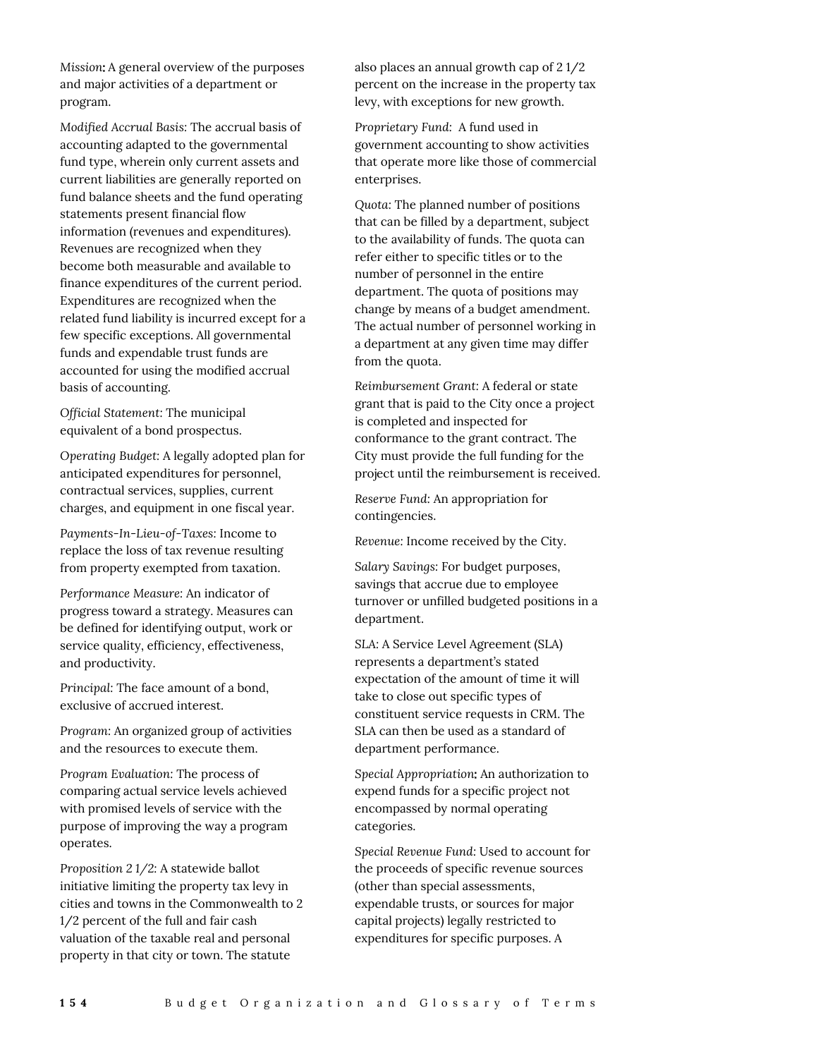*Mission***:** A general overview of the purposes and major activities of a department or program.

*Modified Accrual Basis:* The accrual basis of accounting adapted to the governmental fund type, wherein only current assets and current liabilities are generally reported on fund balance sheets and the fund operating statements present financial flow information (revenues and expenditures). Revenues are recognized when they become both measurable and available to finance expenditures of the current period. Expenditures are recognized when the related fund liability is incurred except for a few specific exceptions. All governmental funds and expendable trust funds are accounted for using the modified accrual basis of accounting.

*Official Statement:* The municipal equivalent of a bond prospectus.

*Operating Budget:* A legally adopted plan for anticipated expenditures for personnel, contractual services, supplies, current charges, and equipment in one fiscal year.

*Payments-In-Lieu-of-Taxes:* Income to replace the loss of tax revenue resulting from property exempted from taxation.

*Performance Measure:* An indicator of progress toward a strategy. Measures can be defined for identifying output, work or service quality, efficiency, effectiveness, and productivity.

*Principal:* The face amount of a bond, exclusive of accrued interest.

*Program:* An organized group of activities and the resources to execute them.

*Program Evaluation:* The process of comparing actual service levels achieved with promised levels of service with the purpose of improving the way a program operates.

*Proposition 2 1/2:* A statewide ballot initiative limiting the property tax levy in cities and towns in the Commonwealth to 2 1/2 percent of the full and fair cash valuation of the taxable real and personal property in that city or town. The statute also places an annual growth cap of 2 1/2 percent on the increase in the property tax levy, with exceptions for new growth.

*Proprietary Fund:* A fund used in government accounting to show activities that operate more like those of commercial enterprises.

*Quota:* The planned number of positions that can be filled by a department, subject to the availability of funds. The quota can refer either to specific titles or to the number of personnel in the entire department. The quota of positions may change by means of a budget amendment. The actual number of personnel working in a department at any given time may differ from the quota.

*Reimbursement Grant:* A federal or state grant that is paid to the City once a project is completed and inspected for conformance to the grant contract. The City must provide the full funding for the project until the reimbursement is received.

*Reserve Fund:* An appropriation for contingencies.

*Revenue:* Income received by the City.

*Salary Savings:* For budget purposes, savings that accrue due to employee turnover or unfilled budgeted positions in a department.

SLA: A Service Level Agreement (SLA) represents a department's stated expectation of the amount of time it will take to close out specific types of constituent service requests in CRM. The SLA can then be used as a standard of department performance.

*Special Appropriation***:** An authorization to expend funds for a specific project not encompassed by normal operating categories.

*Special Revenue Fund:* Used to account for the proceeds of specific revenue sources (other than special assessments, expendable trusts, or sources for major capital projects) legally restricted to expenditures for specific purposes. A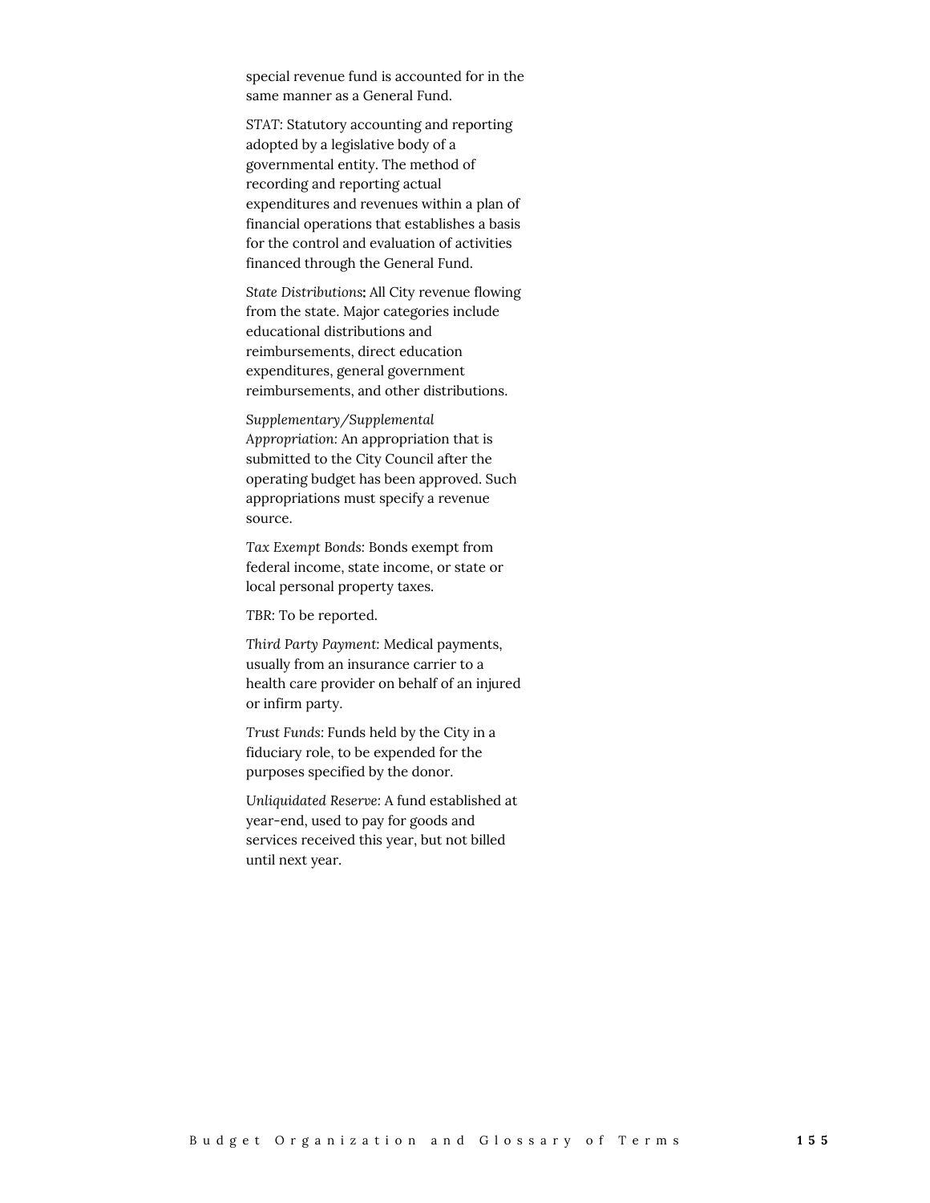special revenue fund is accounted for in the same manner as a General Fund.

*STAT*: Statutory accounting and reporting adopted by a legislative body of a governmental entity. The method of recording and reporting actual expenditures and revenues within a plan of financial operations that establishes a basis for the control and evaluation of activities financed through the General Fund.

*State Distributions***:** All City revenue flowing from the state. Major categories include educational distributions and reimbursements, direct education expenditures, general government reimbursements, and other distributions.

*Supplementary/Supplemental Appropriation*: An appropriation that is submitted to the City Council after the operating budget has been approved. Such appropriations must specify a revenue source.

*Tax Exempt Bonds*: Bonds exempt from federal income, state income, or state or local personal property taxes.

*TBR*: To be reported.

*Third Party Payment*: Medical payments, usually from an insurance carrier to a health care provider on behalf of an injured or infirm party.

*Trust Funds*: Funds held by the City in a fiduciary role, to be expended for the purposes specified by the donor.

*Unliquidated Reserve*: A fund established at year-end, used to pay for goods and services received this year, but not billed until next year.